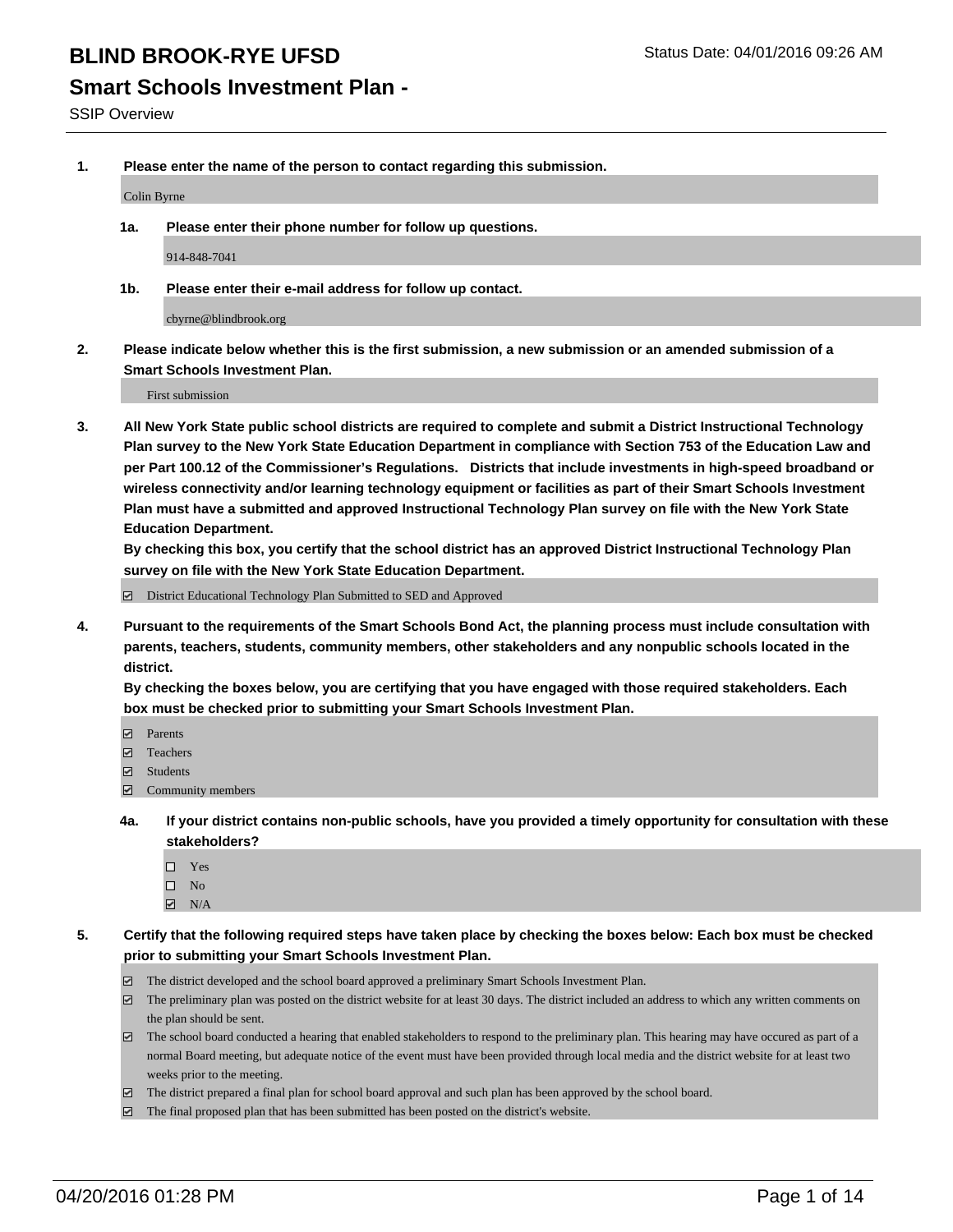# BLIND BROOK-RYE UFSD

Status Date: 04/01/2016 09:26 AM

## Smart Schools Investment Plan -

SSIP Overview

**1. Please enter the name of the person to contact regarding this submission.**

Colin Byrne

**1a. Please enter their phone number for follow up questions.**

914-848-7041

**1b. Please enter their e-mail address for follow up contact.**

cbyrne@blindbrook.org

**2. Please indicate below whether this is the first submission, a new submission or an amended submission of a Smart Schools Investment Plan.**

First submission

**3. All New York State public school districts are required to complete and submit a District Instructional Technology Plan survey to the New York State Education Department in compliance with Section 753 of the Education Law and per Part 100.12 of the Commissioner's Regulations. Districts that include investments in high-speed broadband or wireless connectivity and/or learning technology equipment or facilities as part of their Smart Schools Investment Plan must have a submitted and approved Instructional Technology Plan survey on file with the New York State Education Department.**

**By checking this box, you certify that the school district has an approved District Instructional Technology Plan survey on file with the New York State Education Department.**

- [x] District Educational Technology Plan Submitted to SED and Approved

**4. Pursuant to the requirements of the Smart Schools Bond Act, the planning process must include consultation with parents, teachers, students, community members, other stakeholders and any nonpublic schools located in the district.**

**By checking the boxes below, you are certifying that you have engaged with those required stakeholders. Each box must be checked prior to submitting your Smart Schools Investment Plan.**

- [x] Parents
- [x] Teachers
- [x] Students
- [x] Community members

**4a. If your district contains non-public schools, have you provided a timely opportunity for consultation with these stakeholders?**

- [ ] Yes
- [ ] No
- [x] N/A

**5. Certify that the following required steps have taken place by checking the boxes below: Each box must be checked prior to submitting your Smart Schools Investment Plan.**

- [x] The district developed and the school board approved a preliminary Smart Schools Investment Plan.
- [x] The preliminary plan was posted on the district website for at least 30 days. The district included an address to which any written comments on the plan should be sent.
- [x] The school board conducted a hearing that enabled stakeholders to respond to the preliminary plan. This hearing may have occured as part of a normal Board meeting, but adequate notice of the event must have been provided through local media and the district website for at least two weeks prior to the meeting.
- [x] The district prepared a final plan for school board approval and such plan has been approved by the school board.
- [x] The final proposed plan that has been submitted has been posted on the district's website.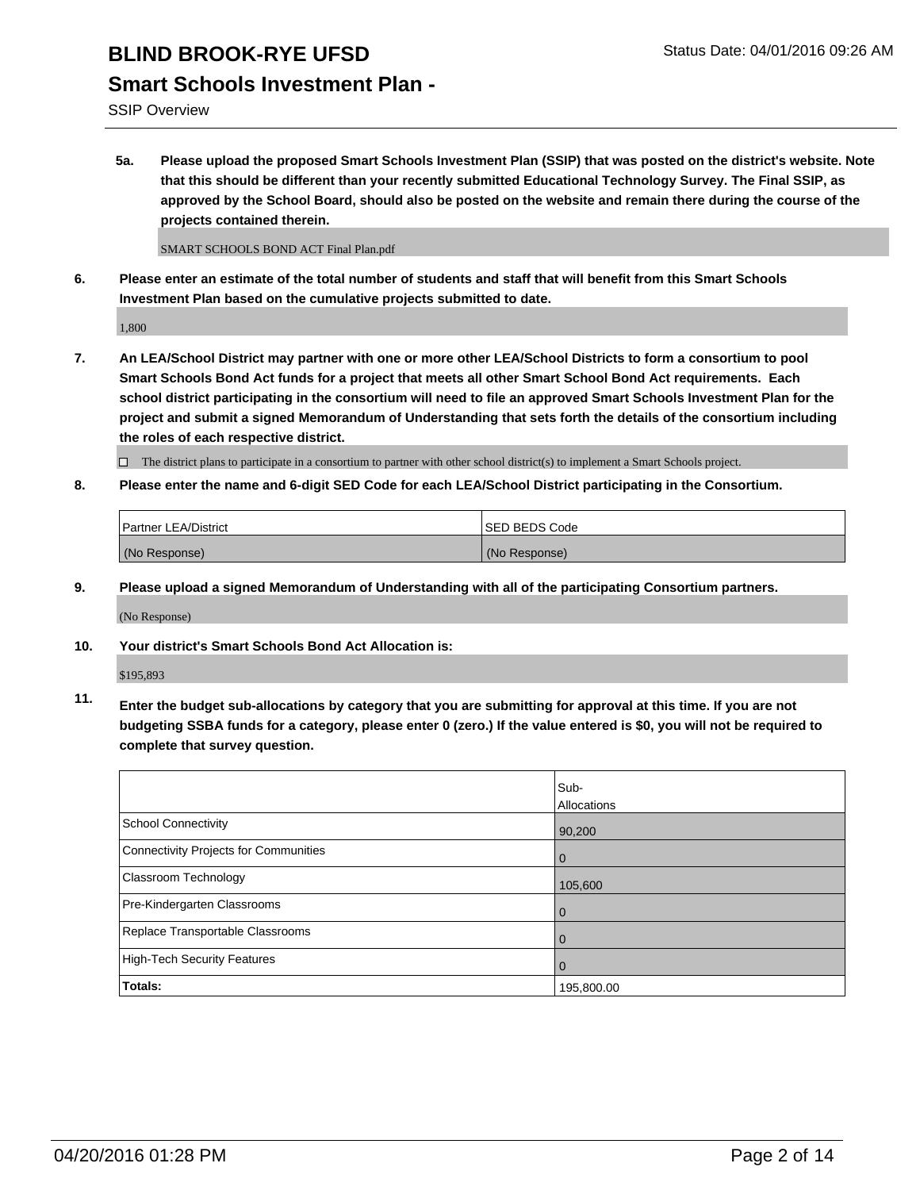# BLIND BROOK-RYE UFSD

Status Date: 04/01/2016 09:26 AM

## Smart Schools Investment Plan -

SSIP Overview

**5a. Please upload the proposed Smart Schools Investment Plan (SSIP) that was posted on the district's website. Note that this should be different than your recently submitted Educational Technology Survey. The Final SSIP, as approved by the School Board, should also be posted on the website and remain there during the course of the projects contained therein.**

SMART SCHOOLS BOND ACT Final Plan.pdf

**6. Please enter an estimate of the total number of students and staff that will benefit from this Smart Schools Investment Plan based on the cumulative projects submitted to date.**

1,800

**7. An LEA/School District may partner with one or more other LEA/School Districts to form a consortium to pool Smart Schools Bond Act funds for a project that meets all other Smart School Bond Act requirements. Each school district participating in the consortium will need to file an approved Smart Schools Investment Plan for the project and submit a signed Memorandum of Understanding that sets forth the details of the consortium including the roles of each respective district.**

☐ The district plans to participate in a consortium to partner with other school district(s) to implement a Smart Schools project.

**8. Please enter the name and 6-digit SED Code for each LEA/School District participating in the Consortium.**

| Partner LEA/District | SED BEDS Code |
| --- | --- |
| (No Response) | (No Response) |

**9. Please upload a signed Memorandum of Understanding with all of the participating Consortium partners.**

(No Response)

**10. Your district's Smart Schools Bond Act Allocation is:**

$195,893

**11. Enter the budget sub-allocations by category that you are submitting for approval at this time. If you are not budgeting SSBA funds for a category, please enter 0 (zero.) If the value entered is $0, you will not be required to complete that survey question.**

| | Sub-Allocations |
| --- | --- |
| School Connectivity | 90,200 |
| Connectivity Projects for Communities | 0 |
| Classroom Technology | 105,600 |
| Pre-Kindergarten Classrooms | 0 |
| Replace Transportable Classrooms | 0 |
| High-Tech Security Features | 0 |
| **Totals:** | 195,800.00 |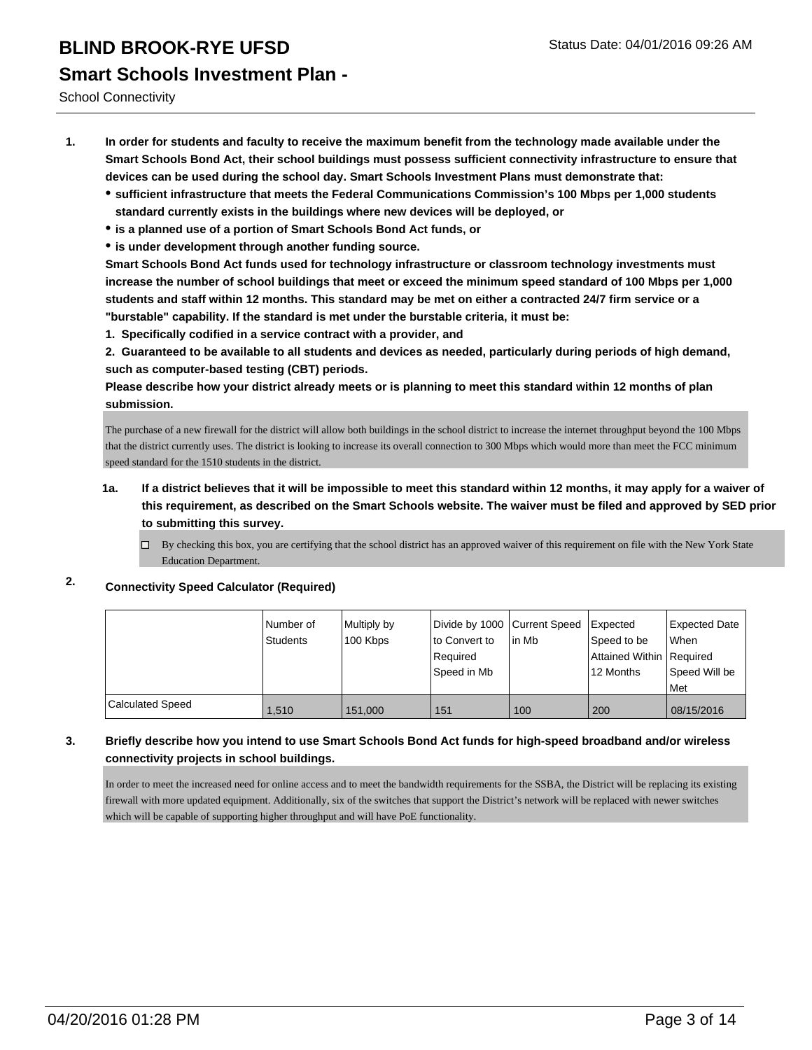# BLIND BROOK-RYE UFSD

Status Date: 04/01/2016 09:26 AM

## Smart Schools Investment Plan -

School Connectivity

1. **In order for students and faculty to receive the maximum benefit from the technology made available under the Smart Schools Bond Act, their school buildings must possess sufficient connectivity infrastructure to ensure that devices can be used during the school day. Smart Schools Investment Plans must demonstrate that:**
   - **sufficient infrastructure that meets the Federal Communications Commission's 100 Mbps per 1,000 students standard currently exists in the buildings where new devices will be deployed, or**
   - **is a planned use of a portion of Smart Schools Bond Act funds, or**
   - **is under development through another funding source.**

   **Smart Schools Bond Act funds used for technology infrastructure or classroom technology investments must increase the number of school buildings that meet or exceed the minimum speed standard of 100 Mbps per 1,000 students and staff within 12 months. This standard may be met on either a contracted 24/7 firm service or a "burstable" capability. If the standard is met under the burstable criteria, it must be:**

   **1. Specifically codified in a service contract with a provider, and**

   **2. Guaranteed to be available to all students and devices as needed, particularly during periods of high demand, such as computer-based testing (CBT) periods.**

   **Please describe how your district already meets or is planning to meet this standard within 12 months of plan submission.**

   The purchase of a new firewall for the district will allow both buildings in the school district to increase the internet throughput beyond the 100 Mbps that the district currently uses. The district is looking to increase its overall connection to 300 Mbps which would more than meet the FCC minimum speed standard for the 1510 students in the district.

   **1a. If a district believes that it will be impossible to meet this standard within 12 months, it may apply for a waiver of this requirement, as described on the Smart Schools website. The waiver must be filed and approved by SED prior to submitting this survey.**

   ☐ By checking this box, you are certifying that the school district has an approved waiver of this requirement on file with the New York State Education Department.

2. **Connectivity Speed Calculator (Required)**

| | Number of Students | Multiply by 100 Kbps | Divide by 1000 to Convert to Required Speed in Mb | Current Speed in Mb | Expected Speed to be Attained Within 12 Months | Expected Date When Required Speed Will be Met |
|---|---|---|---|---|---|---|
| Calculated Speed | 1,510 | 151,000 | 151 | 100 | 200 | 08/15/2016 |

3. **Briefly describe how you intend to use Smart Schools Bond Act funds for high-speed broadband and/or wireless connectivity projects in school buildings.**

   In order to meet the increased need for online access and to meet the bandwidth requirements for the SSBA, the District will be replacing its existing firewall with more updated equipment. Additionally, six of the switches that support the District's network will be replaced with newer switches which will be capable of supporting higher throughput and will have PoE functionality.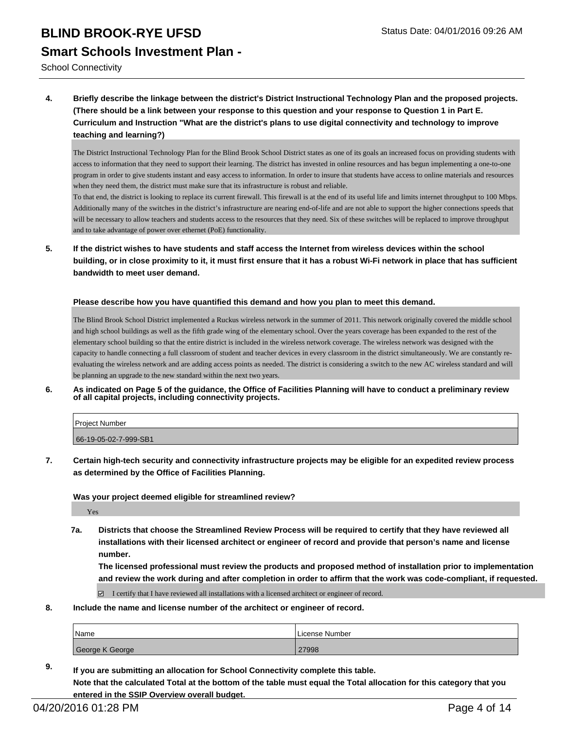4. **Briefly describe the linkage between the district's District Instructional Technology Plan and the proposed projects. (There should be a link between your response to this question and your response to Question 1 in Part E. Curriculum and Instruction "What are the district's plans to use digital connectivity and technology to improve teaching and learning?)**

The District Instructional Technology Plan for the Blind Brook School District states as one of its goals an increased focus on providing students with access to information that they need to support their learning. The district has invested in online resources and has begun implementing a one-to-one program in order to give students instant and easy access to information. In order to insure that students have access to online materials and resources when they need them, the district must make sure that its infrastructure is robust and reliable.
To that end, the district is looking to replace its current firewall. This firewall is at the end of its useful life and limits internet throughput to 100 Mbps. Additionally many of the switches in the district's infrastructure are nearing end-of-life and are not able to support the higher connections speeds that will be necessary to allow teachers and students access to the resources that they need. Six of these switches will be replaced to improve throughput and to take advantage of power over ethernet (PoE) functionality.

5. **If the district wishes to have students and staff access the Internet from wireless devices within the school building, or in close proximity to it, it must first ensure that it has a robust Wi-Fi network in place that has sufficient bandwidth to meet user demand.**

**Please describe how you have quantified this demand and how you plan to meet this demand.**

The Blind Brook School District implemented a Ruckus wireless network in the summer of 2011. This network originally covered the middle school and high school buildings as well as the fifth grade wing of the elementary school. Over the years coverage has been expanded to the rest of the elementary school building so that the entire district is included in the wireless network coverage. The wireless network was designed with the capacity to handle connecting a full classroom of student and teacher devices in every classroom in the district simultaneously. We are constantly re-evaluating the wireless network and are adding access points as needed. The district is considering a switch to the new AC wireless standard and will be planning an upgrade to the new standard within the next two years.

6. **As indicated on Page 5 of the guidance, the Office of Facilities Planning will have to conduct a preliminary review of all capital projects, including connectivity projects.**

| Project Number |
|---|
| 66-19-05-02-7-999-SB1 |

7. **Certain high-tech security and connectivity infrastructure projects may be eligible for an expedited review process as determined by the Office of Facilities Planning.**

**Was your project deemed eligible for streamlined review?**

Yes

7a. **Districts that choose the Streamlined Review Process will be required to certify that they have reviewed all installations with their licensed architect or engineer of record and provide that person's name and license number.**
**The licensed professional must review the products and proposed method of installation prior to implementation and review the work during and after completion in order to affirm that the work was code-compliant, if requested.**

☑ I certify that I have reviewed all installations with a licensed architect or engineer of record.

8. **Include the name and license number of the architect or engineer of record.**

| Name | License Number |
|---|---|
| George K George | 27998 |

9. **If you are submitting an allocation for School Connectivity complete this table.**
**Note that the calculated Total at the bottom of the table must equal the Total allocation for this category that you entered in the SSIP Overview overall budget.**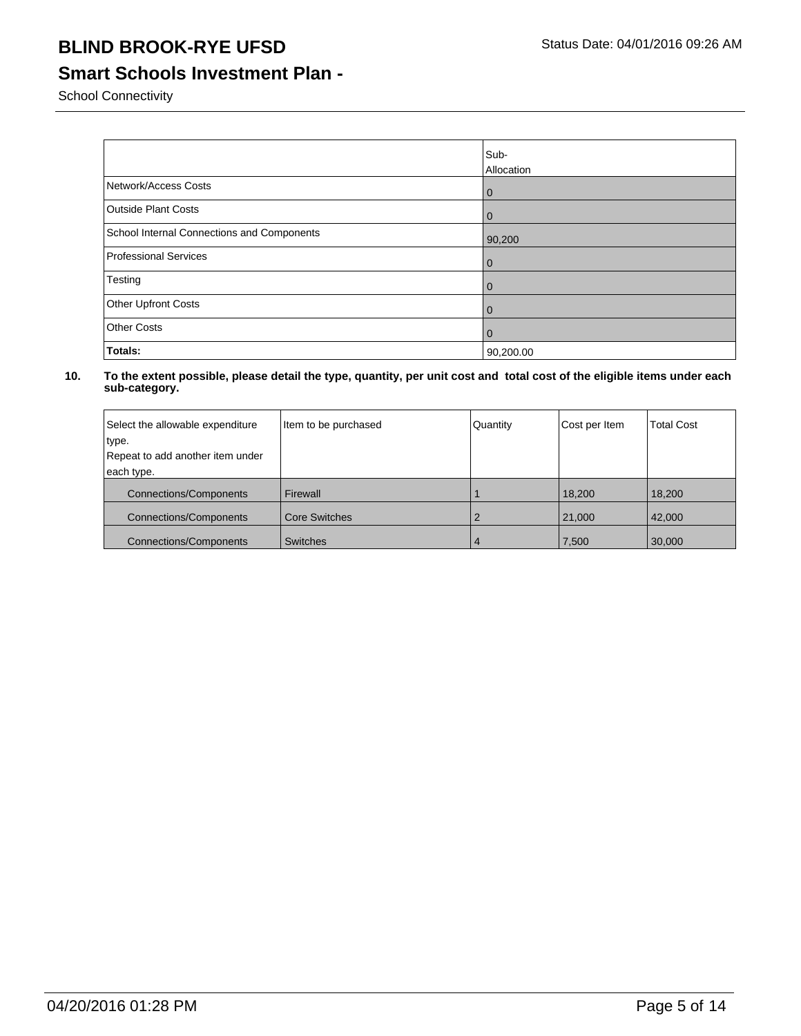# BLIND BROOK-RYE UFSD

## Smart Schools Investment Plan -

School Connectivity

| | Sub-Allocation |
|---|---|
| Network/Access Costs | 0 |
| Outside Plant Costs | 0 |
| School Internal Connections and Components | 90,200 |
| Professional Services | 0 |
| Testing | 0 |
| Other Upfront Costs | 0 |
| Other Costs | 0 |
| **Totals:** | 90,200.00 |

**10. To the extent possible, please detail the type, quantity, per unit cost and total cost of the eligible items under each sub-category.**

| Select the allowable expenditure type. Repeat to add another item under each type. | Item to be purchased | Quantity | Cost per Item | Total Cost |
|---|---|---|---|---|
| Connections/Components | Firewall | 1 | 18,200 | 18,200 |
| Connections/Components | Core Switches | 2 | 21,000 | 42,000 |
| Connections/Components | Switches | 4 | 7,500 | 30,000 |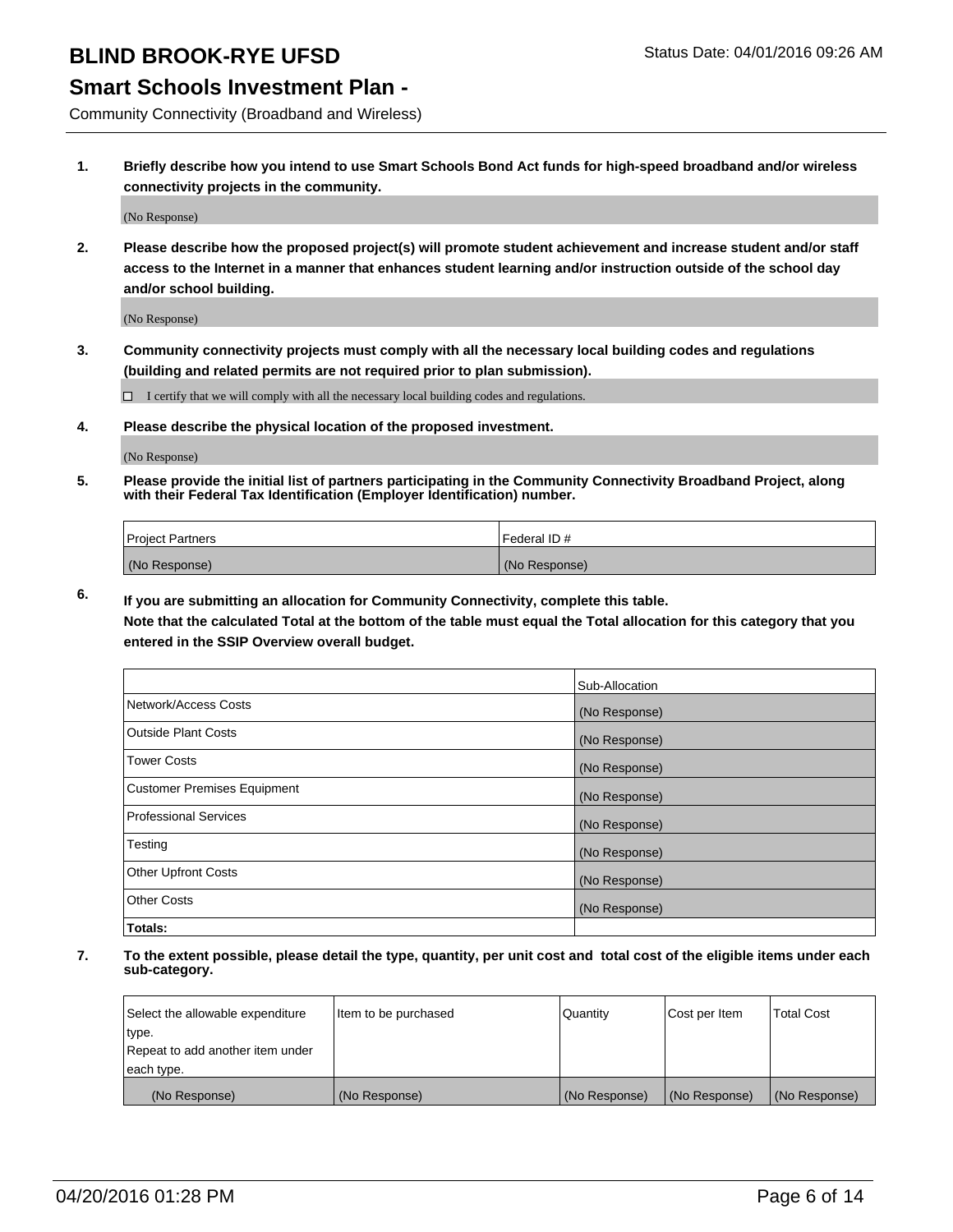# BLIND BROOK-RYE UFSD

Status Date: 04/01/2016 09:26 AM

## Smart Schools Investment Plan -

Community Connectivity (Broadband and Wireless)

**1. Briefly describe how you intend to use Smart Schools Bond Act funds for high-speed broadband and/or wireless connectivity projects in the community.**

(No Response)

**2. Please describe how the proposed project(s) will promote student achievement and increase student and/or staff access to the Internet in a manner that enhances student learning and/or instruction outside of the school day and/or school building.**

(No Response)

**3. Community connectivity projects must comply with all the necessary local building codes and regulations (building and related permits are not required prior to plan submission).**

☐ I certify that we will comply with all the necessary local building codes and regulations.

**4. Please describe the physical location of the proposed investment.**

(No Response)

**5. Please provide the initial list of partners participating in the Community Connectivity Broadband Project, along with their Federal Tax Identification (Employer Identification) number.**

| Project Partners | Federal ID # |
| --- | --- |
| (No Response) | (No Response) |

**6. If you are submitting an allocation for Community Connectivity, complete this table. Note that the calculated Total at the bottom of the table must equal the Total allocation for this category that you entered in the SSIP Overview overall budget.**

| | Sub-Allocation |
| --- | --- |
| Network/Access Costs | (No Response) |
| Outside Plant Costs | (No Response) |
| Tower Costs | (No Response) |
| Customer Premises Equipment | (No Response) |
| Professional Services | (No Response) |
| Testing | (No Response) |
| Other Upfront Costs | (No Response) |
| Other Costs | (No Response) |
| **Totals:** | |

**7. To the extent possible, please detail the type, quantity, per unit cost and total cost of the eligible items under each sub-category.**

| Select the allowable expenditure type. Repeat to add another item under each type. | Item to be purchased | Quantity | Cost per Item | Total Cost |
| --- | --- | --- | --- | --- |
| (No Response) | (No Response) | (No Response) | (No Response) | (No Response) |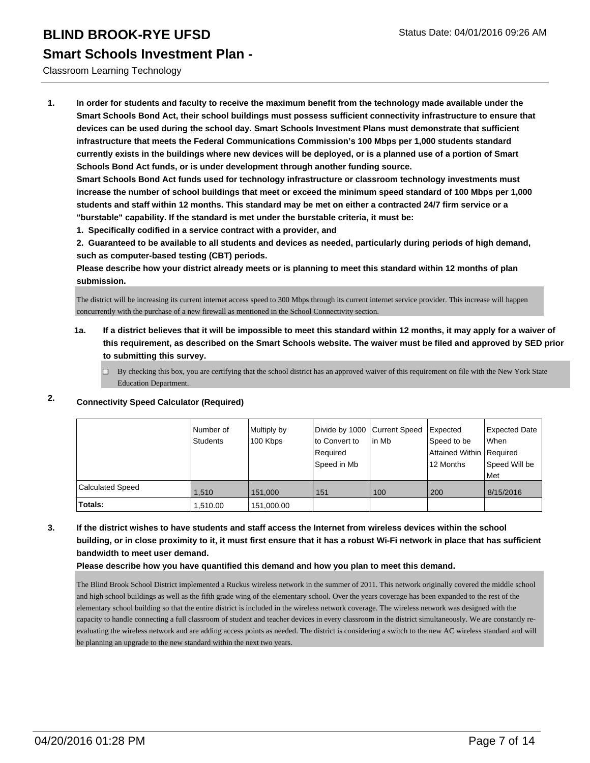# BLIND BROOK-RYE UFSD

Status Date: 04/01/2016 09:26 AM

## Smart Schools Investment Plan -

Classroom Learning Technology

1. **In order for students and faculty to receive the maximum benefit from the technology made available under the Smart Schools Bond Act, their school buildings must possess sufficient connectivity infrastructure to ensure that devices can be used during the school day. Smart Schools Investment Plans must demonstrate that sufficient infrastructure that meets the Federal Communications Commission's 100 Mbps per 1,000 students standard currently exists in the buildings where new devices will be deployed, or is a planned use of a portion of Smart Schools Bond Act funds, or is under development through another funding source.**

   **Smart Schools Bond Act funds used for technology infrastructure or classroom technology investments must increase the number of school buildings that meet or exceed the minimum speed standard of 100 Mbps per 1,000 students and staff within 12 months. This standard may be met on either a contracted 24/7 firm service or a "burstable" capability. If the standard is met under the burstable criteria, it must be:**

   **1. Specifically codified in a service contract with a provider, and**

   **2. Guaranteed to be available to all students and devices as needed, particularly during periods of high demand, such as computer-based testing (CBT) periods.**

   **Please describe how your district already meets or is planning to meet this standard within 12 months of plan submission.**

   The district will be increasing its current internet access speed to 300 Mbps through its current internet service provider. This increase will happen concurrently with the purchase of a new firewall as mentioned in the School Connectivity section.

   1a. **If a district believes that it will be impossible to meet this standard within 12 months, it may apply for a waiver of this requirement, as described on the Smart Schools website. The waiver must be filed and approved by SED prior to submitting this survey.**

   ☐ By checking this box, you are certifying that the school district has an approved waiver of this requirement on file with the New York State Education Department.

2. **Connectivity Speed Calculator (Required)**

|  | Number of Students | Multiply by 100 Kbps | Divide by 1000 to Convert to Required Speed in Mb | Current Speed in Mb | Expected Speed to be Attained Within 12 Months | Expected Date When Required Speed Will be Met |
|---|---|---|---|---|---|---|
| Calculated Speed | 1,510 | 151,000 | 151 | 100 | 200 | 8/15/2016 |
| **Totals:** | 1,510.00 | 151,000.00 |  |  |  |  |

3. **If the district wishes to have students and staff access the Internet from wireless devices within the school building, or in close proximity to it, it must first ensure that it has a robust Wi-Fi network in place that has sufficient bandwidth to meet user demand.**

   **Please describe how you have quantified this demand and how you plan to meet this demand.**

   The Blind Brook School District implemented a Ruckus wireless network in the summer of 2011. This network originally covered the middle school and high school buildings as well as the fifth grade wing of the elementary school. Over the years coverage has been expanded to the rest of the elementary school building so that the entire district is included in the wireless network coverage. The wireless network was designed with the capacity to handle connecting a full classroom of student and teacher devices in every classroom in the district simultaneously. We are constantly re-evaluating the wireless network and are adding access points as needed. The district is considering a switch to the new AC wireless standard and will be planning an upgrade to the new standard within the next two years.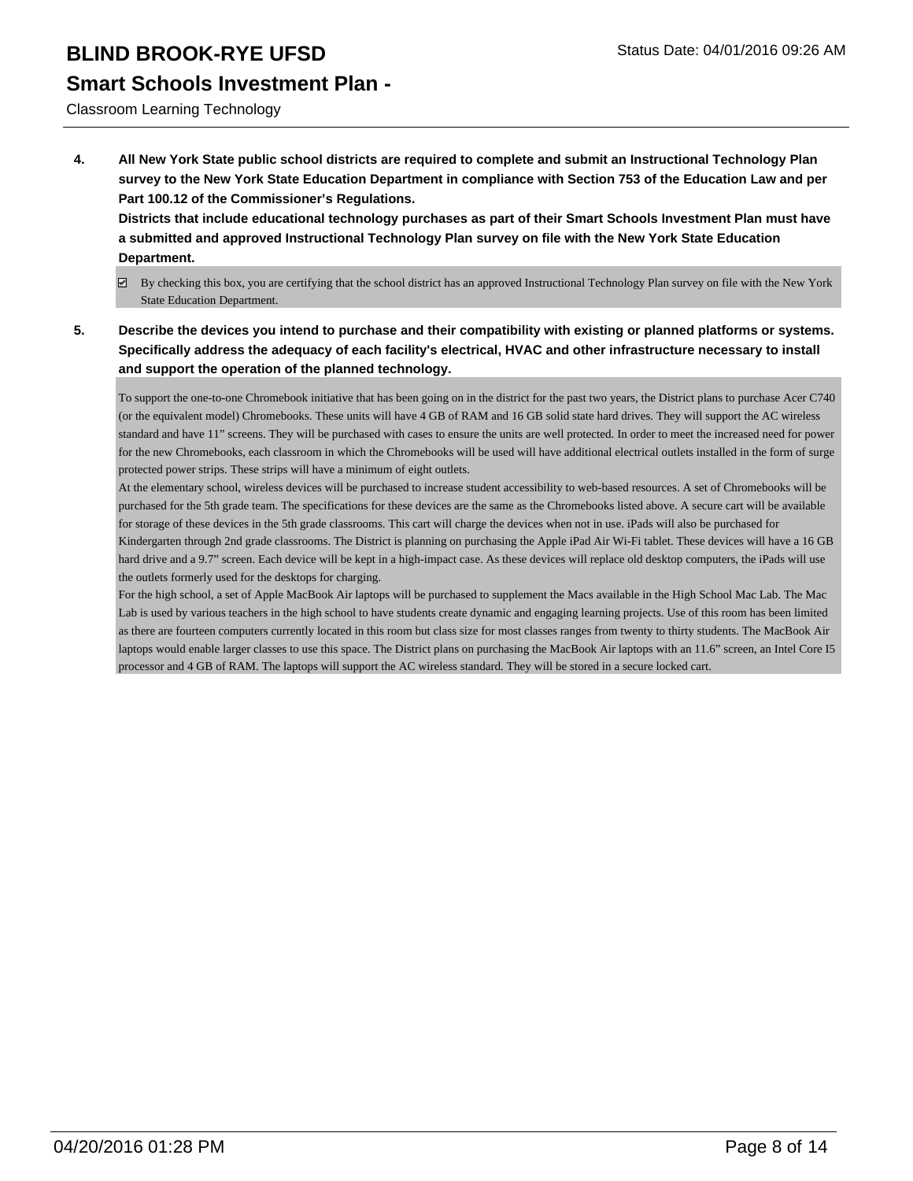**4. All New York State public school districts are required to complete and submit an Instructional Technology Plan survey to the New York State Education Department in compliance with Section 753 of the Education Law and per Part 100.12 of the Commissioner's Regulations.**

**Districts that include educational technology purchases as part of their Smart Schools Investment Plan must have a submitted and approved Instructional Technology Plan survey on file with the New York State Education Department.**

☑ By checking this box, you are certifying that the school district has an approved Instructional Technology Plan survey on file with the New York State Education Department.

**5. Describe the devices you intend to purchase and their compatibility with existing or planned platforms or systems. Specifically address the adequacy of each facility's electrical, HVAC and other infrastructure necessary to install and support the operation of the planned technology.**

To support the one-to-one Chromebook initiative that has been going on in the district for the past two years, the District plans to purchase Acer C740 (or the equivalent model) Chromebooks. These units will have 4 GB of RAM and 16 GB solid state hard drives. They will support the AC wireless standard and have 11" screens. They will be purchased with cases to ensure the units are well protected. In order to meet the increased need for power for the new Chromebooks, each classroom in which the Chromebooks will be used will have additional electrical outlets installed in the form of surge protected power strips. These strips will have a minimum of eight outlets.

At the elementary school, wireless devices will be purchased to increase student accessibility to web-based resources. A set of Chromebooks will be purchased for the 5th grade team. The specifications for these devices are the same as the Chromebooks listed above. A secure cart will be available for storage of these devices in the 5th grade classrooms. This cart will charge the devices when not in use. iPads will also be purchased for Kindergarten through 2nd grade classrooms. The District is planning on purchasing the Apple iPad Air Wi-Fi tablet. These devices will have a 16 GB hard drive and a 9.7" screen. Each device will be kept in a high-impact case. As these devices will replace old desktop computers, the iPads will use the outlets formerly used for the desktops for charging.

For the high school, a set of Apple MacBook Air laptops will be purchased to supplement the Macs available in the High School Mac Lab. The Mac Lab is used by various teachers in the high school to have students create dynamic and engaging learning projects. Use of this room has been limited as there are fourteen computers currently located in this room but class size for most classes ranges from twenty to thirty students. The MacBook Air laptops would enable larger classes to use this space. The District plans on purchasing the MacBook Air laptops with an 11.6" screen, an Intel Core I5 processor and 4 GB of RAM. The laptops will support the AC wireless standard. They will be stored in a secure locked cart.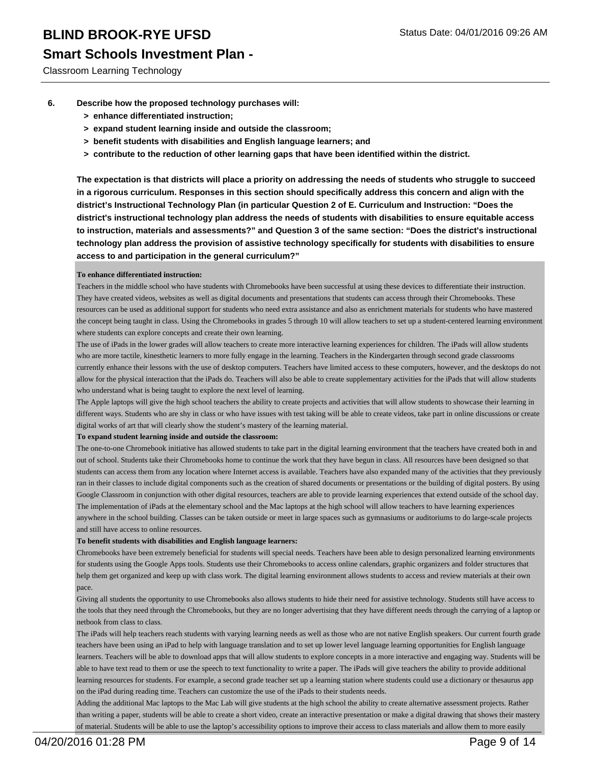6. **Describe how the proposed technology purchases will:**
   - **> enhance differentiated instruction;**
   - **> expand student learning inside and outside the classroom;**
   - **> benefit students with disabilities and English language learners; and**
   - **> contribute to the reduction of other learning gaps that have been identified within the district.**

**The expectation is that districts will place a priority on addressing the needs of students who struggle to succeed in a rigorous curriculum. Responses in this section should specifically address this concern and align with the district's Instructional Technology Plan (in particular Question 2 of E. Curriculum and Instruction: "Does the district's instructional technology plan address the needs of students with disabilities to ensure equitable access to instruction, materials and assessments?" and Question 3 of the same section: "Does the district's instructional technology plan address the provision of assistive technology specifically for students with disabilities to ensure access to and participation in the general curriculum?"**

**To enhance differentiated instruction:**

Teachers in the middle school who have students with Chromebooks have been successful at using these devices to differentiate their instruction. They have created videos, websites as well as digital documents and presentations that students can access through their Chromebooks. These resources can be used as additional support for students who need extra assistance and also as enrichment materials for students who have mastered the concept being taught in class. Using the Chromebooks in grades 5 through 10 will allow teachers to set up a student-centered learning environment where students can explore concepts and create their own learning.

The use of iPads in the lower grades will allow teachers to create more interactive learning experiences for children. The iPads will allow students who are more tactile, kinesthetic learners to more fully engage in the learning. Teachers in the Kindergarten through second grade classrooms currently enhance their lessons with the use of desktop computers. Teachers have limited access to these computers, however, and the desktops do not allow for the physical interaction that the iPads do. Teachers will also be able to create supplementary activities for the iPads that will allow students who understand what is being taught to explore the next level of learning.

The Apple laptops will give the high school teachers the ability to create projects and activities that will allow students to showcase their learning in different ways. Students who are shy in class or who have issues with test taking will be able to create videos, take part in online discussions or create digital works of art that will clearly show the student's mastery of the learning material.

**To expand student learning inside and outside the classroom:**

The one-to-one Chromebook initiative has allowed students to take part in the digital learning environment that the teachers have created both in and out of school. Students take their Chromebooks home to continue the work that they have begun in class. All resources have been designed so that students can access them from any location where Internet access is available. Teachers have also expanded many of the activities that they previously ran in their classes to include digital components such as the creation of shared documents or presentations or the building of digital posters. By using Google Classroom in conjunction with other digital resources, teachers are able to provide learning experiences that extend outside of the school day.

The implementation of iPads at the elementary school and the Mac laptops at the high school will allow teachers to have learning experiences anywhere in the school building. Classes can be taken outside or meet in large spaces such as gymnasiums or auditoriums to do large-scale projects and still have access to online resources.

**To benefit students with disabilities and English language learners:**

Chromebooks have been extremely beneficial for students will special needs. Teachers have been able to design personalized learning environments for students using the Google Apps tools. Students use their Chromebooks to access online calendars, graphic organizers and folder structures that help them get organized and keep up with class work. The digital learning environment allows students to access and review materials at their own pace.

Giving all students the opportunity to use Chromebooks also allows students to hide their need for assistive technology. Students still have access to the tools that they need through the Chromebooks, but they are no longer advertising that they have different needs through the carrying of a laptop or netbook from class to class.

The iPads will help teachers reach students with varying learning needs as well as those who are not native English speakers. Our current fourth grade teachers have been using an iPad to help with language translation and to set up lower level language learning opportunities for English language learners. Teachers will be able to download apps that will allow students to explore concepts in a more interactive and engaging way. Students will be able to have text read to them or use the speech to text functionality to write a paper. The iPads will give teachers the ability to provide additional learning resources for students. For example, a second grade teacher set up a learning station where students could use a dictionary or thesaurus app on the iPad during reading time. Teachers can customize the use of the iPads to their students needs.

Adding the additional Mac laptops to the Mac Lab will give students at the high school the ability to create alternative assessment projects. Rather than writing a paper, students will be able to create a short video, create an interactive presentation or make a digital drawing that shows their mastery of material. Students will be able to use the laptop's accessibility options to improve their access to class materials and allow them to more easily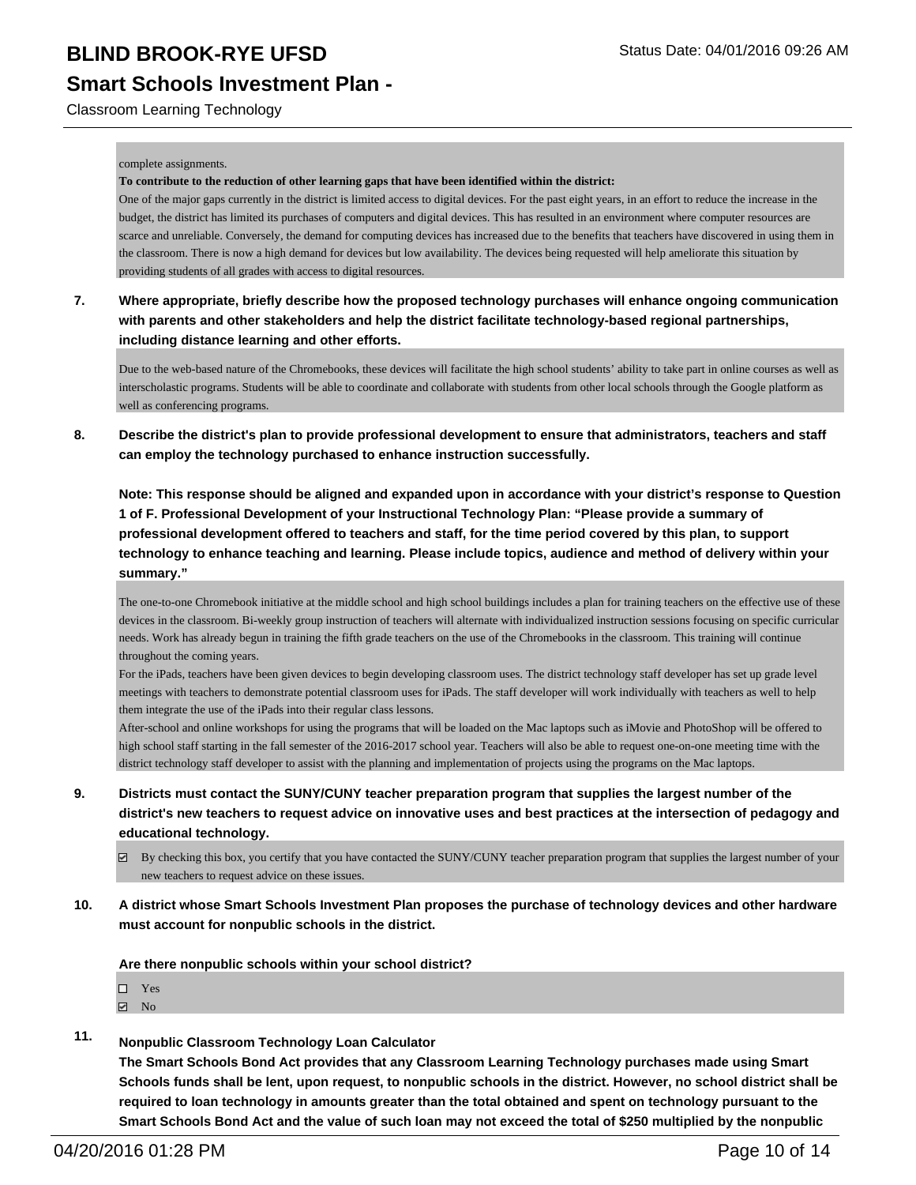complete assignments.

**To contribute to the reduction of other learning gaps that have been identified within the district:**

One of the major gaps currently in the district is limited access to digital devices. For the past eight years, in an effort to reduce the increase in the budget, the district has limited its purchases of computers and digital devices. This has resulted in an environment where computer resources are scarce and unreliable. Conversely, the demand for computing devices has increased due to the benefits that teachers have discovered in using them in the classroom. There is now a high demand for devices but low availability. The devices being requested will help ameliorate this situation by providing students of all grades with access to digital resources.

**7. Where appropriate, briefly describe how the proposed technology purchases will enhance ongoing communication with parents and other stakeholders and help the district facilitate technology-based regional partnerships, including distance learning and other efforts.**

Due to the web-based nature of the Chromebooks, these devices will facilitate the high school students' ability to take part in online courses as well as interscholastic programs. Students will be able to coordinate and collaborate with students from other local schools through the Google platform as well as conferencing programs.

**8. Describe the district's plan to provide professional development to ensure that administrators, teachers and staff can employ the technology purchased to enhance instruction successfully.**

**Note: This response should be aligned and expanded upon in accordance with your district's response to Question 1 of F. Professional Development of your Instructional Technology Plan: "Please provide a summary of professional development offered to teachers and staff, for the time period covered by this plan, to support technology to enhance teaching and learning. Please include topics, audience and method of delivery within your summary."**

The one-to-one Chromebook initiative at the middle school and high school buildings includes a plan for training teachers on the effective use of these devices in the classroom. Bi-weekly group instruction of teachers will alternate with individualized instruction sessions focusing on specific curricular needs. Work has already begun in training the fifth grade teachers on the use of the Chromebooks in the classroom. This training will continue throughout the coming years.

For the iPads, teachers have been given devices to begin developing classroom uses. The district technology staff developer has set up grade level meetings with teachers to demonstrate potential classroom uses for iPads. The staff developer will work individually with teachers as well to help them integrate the use of the iPads into their regular class lessons.

After-school and online workshops for using the programs that will be loaded on the Mac laptops such as iMovie and PhotoShop will be offered to high school staff starting in the fall semester of the 2016-2017 school year. Teachers will also be able to request one-on-one meeting time with the district technology staff developer to assist with the planning and implementation of projects using the programs on the Mac laptops.

**9. Districts must contact the SUNY/CUNY teacher preparation program that supplies the largest number of the district's new teachers to request advice on innovative uses and best practices at the intersection of pedagogy and educational technology.**

☑ By checking this box, you certify that you have contacted the SUNY/CUNY teacher preparation program that supplies the largest number of your new teachers to request advice on these issues.

**10. A district whose Smart Schools Investment Plan proposes the purchase of technology devices and other hardware must account for nonpublic schools in the district.**

**Are there nonpublic schools within your school district?**

☐ Yes
☑ No

**11. Nonpublic Classroom Technology Loan Calculator**

**The Smart Schools Bond Act provides that any Classroom Learning Technology purchases made using Smart Schools funds shall be lent, upon request, to nonpublic schools in the district. However, no school district shall be required to loan technology in amounts greater than the total obtained and spent on technology pursuant to the Smart Schools Bond Act and the value of such loan may not exceed the total of $250 multiplied by the nonpublic**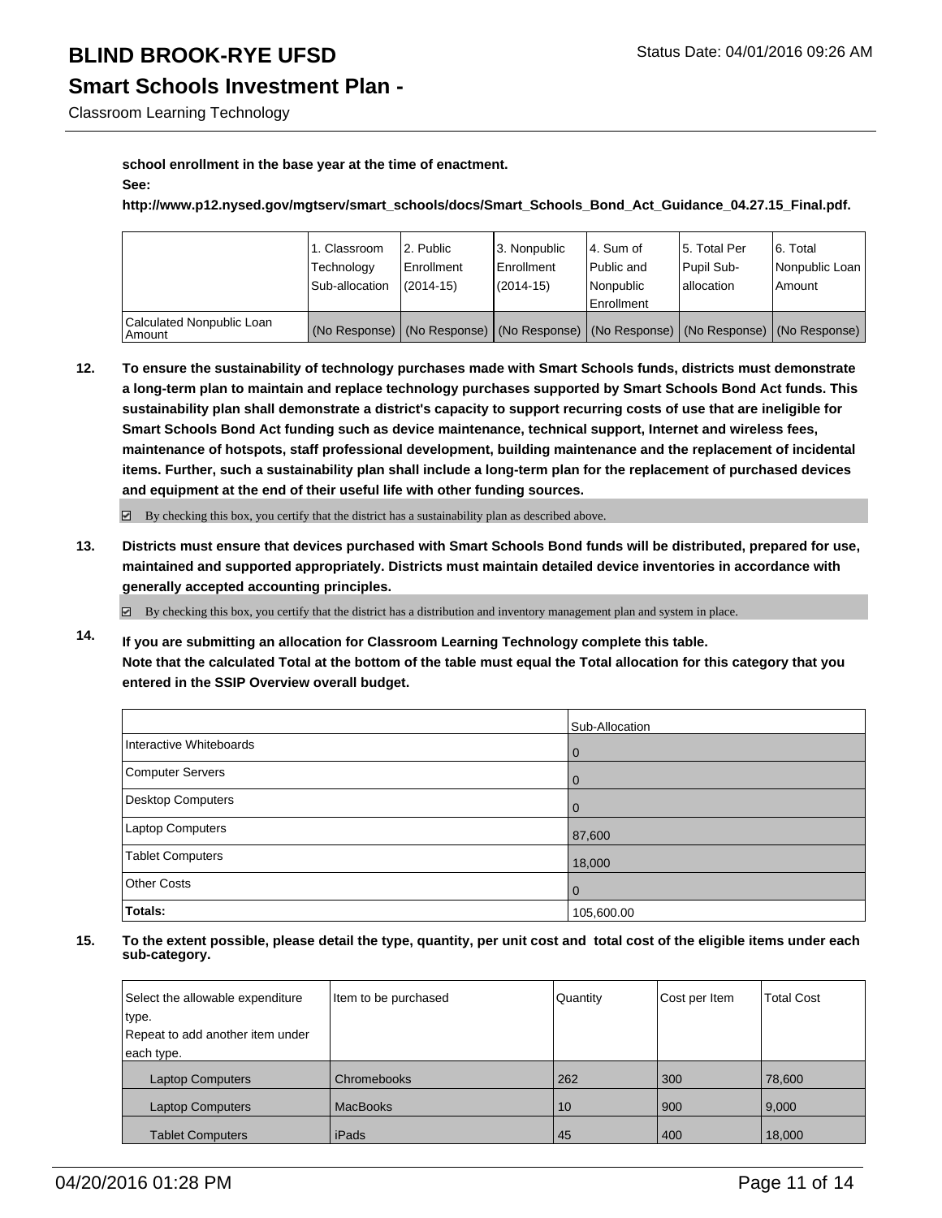**school enrollment in the base year at the time of enactment.**

**See:**

**http://www.p12.nysed.gov/mgtserv/smart_schools/docs/Smart_Schools_Bond_Act_Guidance_04.27.15_Final.pdf.**

| | 1. Classroom Technology Sub-allocation | 2. Public Enrollment (2014-15) | 3. Nonpublic Enrollment (2014-15) | 4. Sum of Public and Nonpublic Enrollment | 5. Total Per Pupil Sub-allocation | 6. Total Nonpublic Loan Amount |
|---|---|---|---|---|---|---|
| Calculated Nonpublic Loan Amount | (No Response) | (No Response) | (No Response) | (No Response) | (No Response) | (No Response) |

**12. To ensure the sustainability of technology purchases made with Smart Schools funds, districts must demonstrate a long-term plan to maintain and replace technology purchases supported by Smart Schools Bond Act funds. This sustainability plan shall demonstrate a district's capacity to support recurring costs of use that are ineligible for Smart Schools Bond Act funding such as device maintenance, technical support, Internet and wireless fees, maintenance of hotspots, staff professional development, building maintenance and the replacement of incidental items. Further, such a sustainability plan shall include a long-term plan for the replacement of purchased devices and equipment at the end of their useful life with other funding sources.**

☑ By checking this box, you certify that the district has a sustainability plan as described above.

**13. Districts must ensure that devices purchased with Smart Schools Bond funds will be distributed, prepared for use, maintained and supported appropriately. Districts must maintain detailed device inventories in accordance with generally accepted accounting principles.**

☑ By checking this box, you certify that the district has a distribution and inventory management plan and system in place.

**14. If you are submitting an allocation for Classroom Learning Technology complete this table. Note that the calculated Total at the bottom of the table must equal the Total allocation for this category that you entered in the SSIP Overview overall budget.**

| | Sub-Allocation |
|---|---|
| Interactive Whiteboards | 0 |
| Computer Servers | 0 |
| Desktop Computers | 0 |
| Laptop Computers | 87,600 |
| Tablet Computers | 18,000 |
| Other Costs | 0 |
| **Totals:** | 105,600.00 |

**15. To the extent possible, please detail the type, quantity, per unit cost and total cost of the eligible items under each sub-category.**

| Select the allowable expenditure type. Repeat to add another item under each type. | Item to be purchased | Quantity | Cost per Item | Total Cost |
|---|---|---|---|---|
| Laptop Computers | Chromebooks | 262 | 300 | 78,600 |
| Laptop Computers | MacBooks | 10 | 900 | 9,000 |
| Tablet Computers | iPads | 45 | 400 | 18,000 |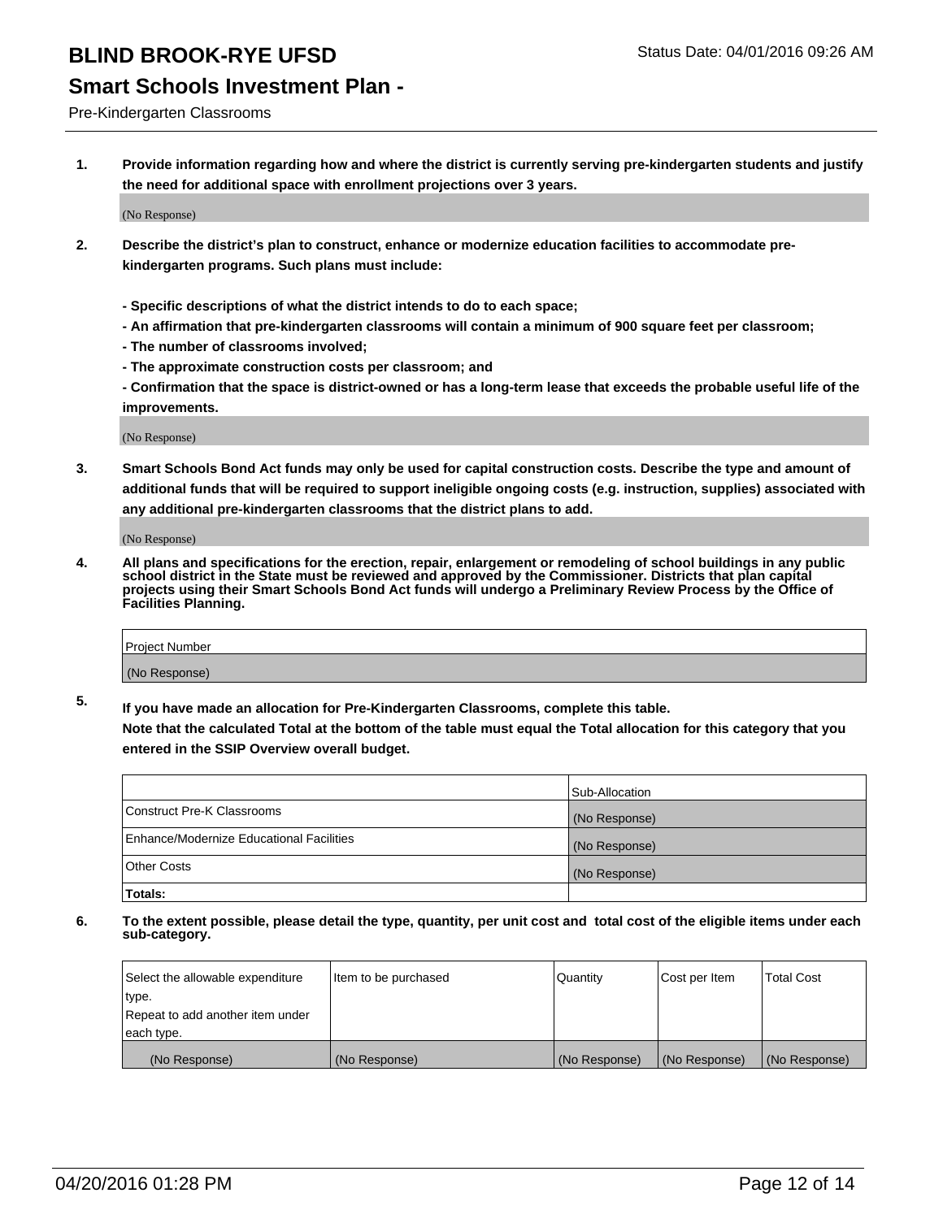# BLIND BROOK-RYE UFSD

Status Date: 04/01/2016 09:26 AM

## Smart Schools Investment Plan -

Pre-Kindergarten Classrooms

**1. Provide information regarding how and where the district is currently serving pre-kindergarten students and justify the need for additional space with enrollment projections over 3 years.**

(No Response)

**2. Describe the district's plan to construct, enhance or modernize education facilities to accommodate pre-kindergarten programs. Such plans must include:**

**- Specific descriptions of what the district intends to do to each space;**
**- An affirmation that pre-kindergarten classrooms will contain a minimum of 900 square feet per classroom;**
**- The number of classrooms involved;**
**- The approximate construction costs per classroom; and**
**- Confirmation that the space is district-owned or has a long-term lease that exceeds the probable useful life of the improvements.**

(No Response)

**3. Smart Schools Bond Act funds may only be used for capital construction costs. Describe the type and amount of additional funds that will be required to support ineligible ongoing costs (e.g. instruction, supplies) associated with any additional pre-kindergarten classrooms that the district plans to add.**

(No Response)

**4. All plans and specifications for the erection, repair, enlargement or remodeling of school buildings in any public school district in the State must be reviewed and approved by the Commissioner. Districts that plan capital projects using their Smart Schools Bond Act funds will undergo a Preliminary Review Process by the Office of Facilities Planning.**

| Project Number |
|---|
| (No Response) |

**5. If you have made an allocation for Pre-Kindergarten Classrooms, complete this table.**
**Note that the calculated Total at the bottom of the table must equal the Total allocation for this category that you entered in the SSIP Overview overall budget.**

| | Sub-Allocation |
|---|---|
| Construct Pre-K Classrooms | (No Response) |
| Enhance/Modernize Educational Facilities | (No Response) |
| Other Costs | (No Response) |
| **Totals:** | |

**6. To the extent possible, please detail the type, quantity, per unit cost and total cost of the eligible items under each sub-category.**

| Select the allowable expenditure type. Repeat to add another item under each type. | Item to be purchased | Quantity | Cost per Item | Total Cost |
|---|---|---|---|---|
| (No Response) | (No Response) | (No Response) | (No Response) | (No Response) |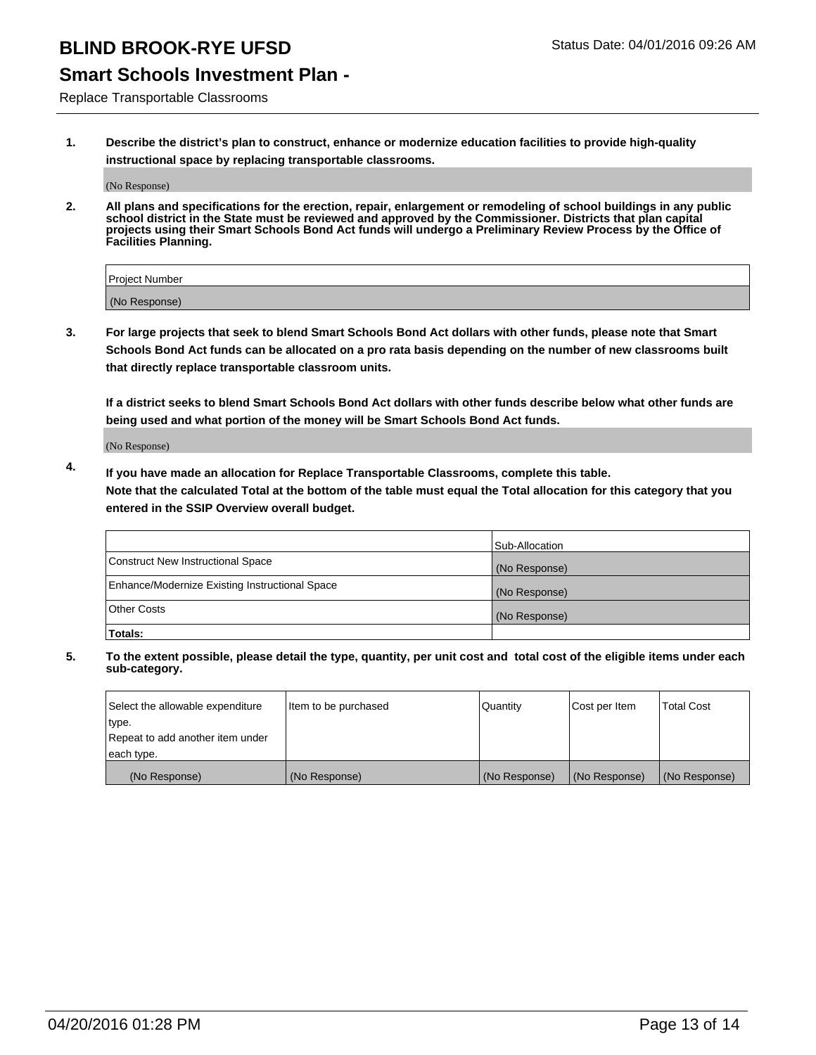# BLIND BROOK-RYE UFSD

Status Date: 04/01/2016 09:26 AM

## Smart Schools Investment Plan -

Replace Transportable Classrooms

1. **Describe the district's plan to construct, enhance or modernize education facilities to provide high-quality instructional space by replacing transportable classrooms.**

   (No Response)

2. **All plans and specifications for the erection, repair, enlargement or remodeling of school buildings in any public school district in the State must be reviewed and approved by the Commissioner. Districts that plan capital projects using their Smart Schools Bond Act funds will undergo a Preliminary Review Process by the Office of Facilities Planning.**

| Project Number |
|---|
| (No Response) |

3. **For large projects that seek to blend Smart Schools Bond Act dollars with other funds, please note that Smart Schools Bond Act funds can be allocated on a pro rata basis depending on the number of new classrooms built that directly replace transportable classroom units.**

   **If a district seeks to blend Smart Schools Bond Act dollars with other funds describe below what other funds are being used and what portion of the money will be Smart Schools Bond Act funds.**

   (No Response)

4. **If you have made an allocation for Replace Transportable Classrooms, complete this table. Note that the calculated Total at the bottom of the table must equal the Total allocation for this category that you entered in the SSIP Overview overall budget.**

| | Sub-Allocation |
|---|---|
| Construct New Instructional Space | (No Response) |
| Enhance/Modernize Existing Instructional Space | (No Response) |
| Other Costs | (No Response) |
| **Totals:** | |

5. **To the extent possible, please detail the type, quantity, per unit cost and total cost of the eligible items under each sub-category.**

| Select the allowable expenditure type. Repeat to add another item under each type. | Item to be purchased | Quantity | Cost per Item | Total Cost |
|---|---|---|---|---|
| (No Response) | (No Response) | (No Response) | (No Response) | (No Response) |

04/20/2016 01:28 PM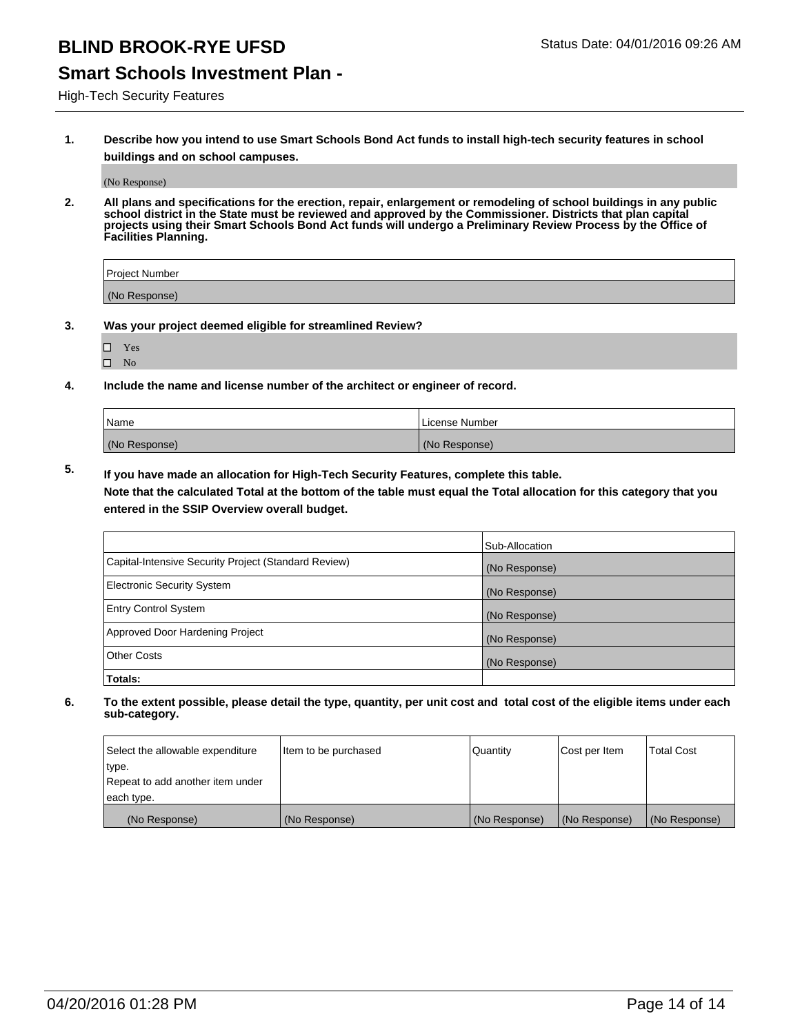# BLIND BROOK-RYE UFSD

Status Date: 04/01/2016 09:26 AM

## Smart Schools Investment Plan -

High-Tech Security Features

**1. Describe how you intend to use Smart Schools Bond Act funds to install high-tech security features in school buildings and on school campuses.**

(No Response)

**2. All plans and specifications for the erection, repair, enlargement or remodeling of school buildings in any public school district in the State must be reviewed and approved by the Commissioner. Districts that plan capital projects using their Smart Schools Bond Act funds will undergo a Preliminary Review Process by the Office of Facilities Planning.**

| Project Number |
|---|
| (No Response) |

**3. Was your project deemed eligible for streamlined Review?**

- ☐ Yes
- ☐ No

**4. Include the name and license number of the architect or engineer of record.**

| Name | License Number |
|---|---|
| (No Response) | (No Response) |

**5. If you have made an allocation for High-Tech Security Features, complete this table.**
**Note that the calculated Total at the bottom of the table must equal the Total allocation for this category that you entered in the SSIP Overview overall budget.**

| | Sub-Allocation |
|---|---|
| Capital-Intensive Security Project (Standard Review) | (No Response) |
| Electronic Security System | (No Response) |
| Entry Control System | (No Response) |
| Approved Door Hardening Project | (No Response) |
| Other Costs | (No Response) |
| **Totals:** | |

**6. To the extent possible, please detail the type, quantity, per unit cost and total cost of the eligible items under each sub-category.**

| Select the allowable expenditure type. Repeat to add another item under each type. | Item to be purchased | Quantity | Cost per Item | Total Cost |
|---|---|---|---|---|
| (No Response) | (No Response) | (No Response) | (No Response) | (No Response) |